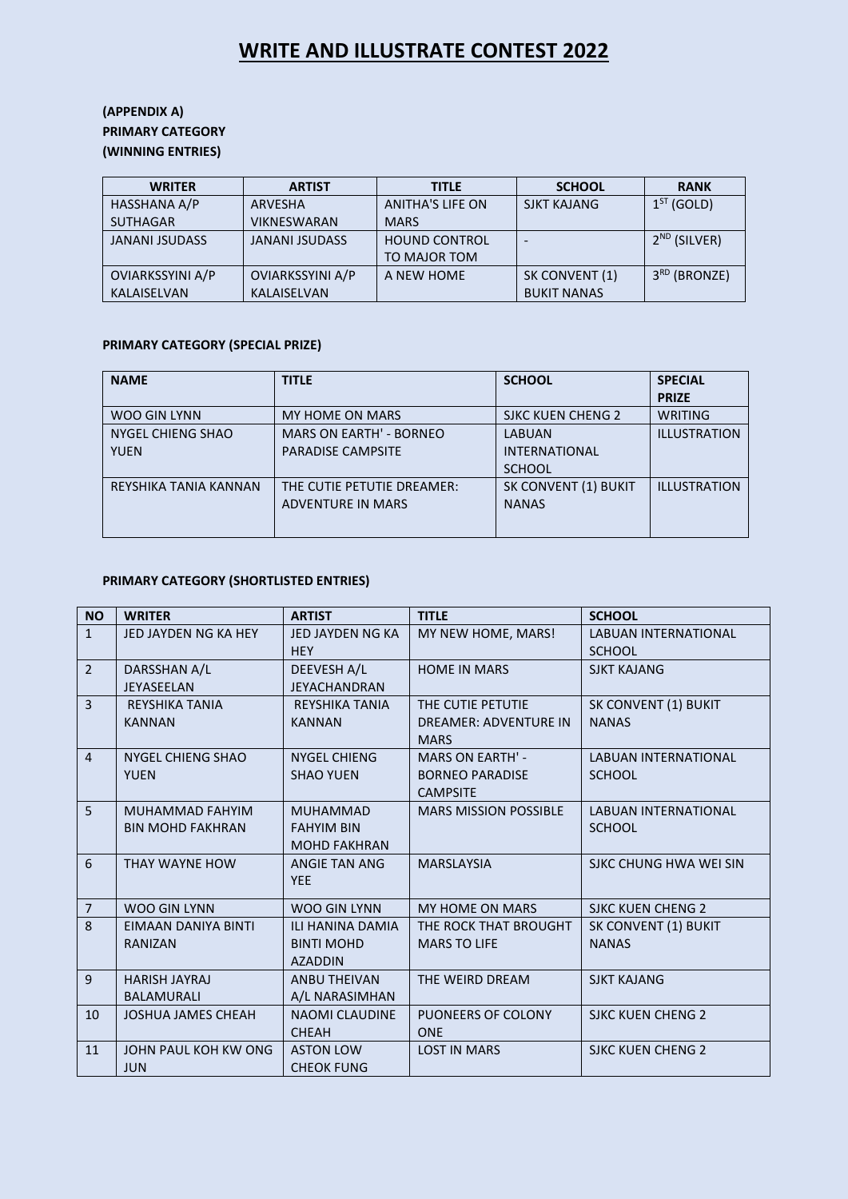# WRITE AND ILLUSTRATE CONTEST 2022

**(APPENDIX A)**
**PRIMARY CATEGORY**
**(WINNING ENTRIES)**

| WRITER | ARTIST | TITLE | SCHOOL | RANK |
|---|---|---|---|---|
| HASSHANA A/P SUTHAGAR | ARVESHA VIKNESWARAN | ANITHA'S LIFE ON MARS | SJKT KAJANG | 1ST (GOLD) |
| JANANI JSUDASS | JANANI JSUDASS | HOUND CONTROL TO MAJOR TOM | - | 2ND (SILVER) |
| OVIARKSSYINI A/P KALAISELVAN | OVIARKSSYINI A/P KALAISELVAN | A NEW HOME | SK CONVENT (1) BUKIT NANAS | 3RD (BRONZE) |

**PRIMARY CATEGORY (SPECIAL PRIZE)**

| NAME | TITLE | SCHOOL | SPECIAL PRIZE |
|---|---|---|---|
| WOO GIN LYNN | MY HOME ON MARS | SJKC KUEN CHENG 2 | WRITING |
| NYGEL CHIENG SHAO YUEN | MARS ON EARTH' - BORNEO PARADISE CAMPSITE | LABUAN INTERNATIONAL SCHOOL | ILLUSTRATION |
| REYSHIKA TANIA KANNAN | THE CUTIE PETUTIE DREAMER: ADVENTURE IN MARS | SK CONVENT (1) BUKIT NANAS | ILLUSTRATION |

**PRIMARY CATEGORY (SHORTLISTED ENTRIES)**

| NO | WRITER | ARTIST | TITLE | SCHOOL |
|---|---|---|---|---|
| 1 | JED JAYDEN NG KA HEY | JED JAYDEN NG KA HEY | MY NEW HOME, MARS! | LABUAN INTERNATIONAL SCHOOL |
| 2 | DARSSHAN A/L JEYASEELAN | DEEVESH A/L JEYACHANDRAN | HOME IN MARS | SJKT KAJANG |
| 3 | REYSHIKA TANIA KANNAN | REYSHIKA TANIA KANNAN | THE CUTIE PETUTIE DREAMER: ADVENTURE IN MARS | SK CONVENT (1) BUKIT NANAS |
| 4 | NYGEL CHIENG SHAO YUEN | NYGEL CHIENG SHAO YUEN | MARS ON EARTH' - BORNEO PARADISE CAMPSITE | LABUAN INTERNATIONAL SCHOOL |
| 5 | MUHAMMAD FAHYIM BIN MOHD FAKHRAN | MUHAMMAD FAHYIM BIN MOHD FAKHRAN | MARS MISSION POSSIBLE | LABUAN INTERNATIONAL SCHOOL |
| 6 | THAY WAYNE HOW | ANGIE TAN ANG YEE | MARSLAYSIA | SJKC CHUNG HWA WEI SIN |
| 7 | WOO GIN LYNN | WOO GIN LYNN | MY HOME ON MARS | SJKC KUEN CHENG 2 |
| 8 | EIMAAN DANIYA BINTI RANIZAN | ILI HANINA DAMIA BINTI MOHD AZADDIN | THE ROCK THAT BROUGHT MARS TO LIFE | SK CONVENT (1) BUKIT NANAS |
| 9 | HARISH JAYRAJ BALAMURALI | ANBU THEIVAN A/L NARASIMHAN | THE WEIRD DREAM | SJKT KAJANG |
| 10 | JOSHUA JAMES CHEAH | NAOMI CLAUDINE CHEAH | PUONEERS OF COLONY ONE | SJKC KUEN CHENG 2 |
| 11 | JOHN PAUL KOH KW ONG JUN | ASTON LOW CHEOK FUNG | LOST IN MARS | SJKC KUEN CHENG 2 |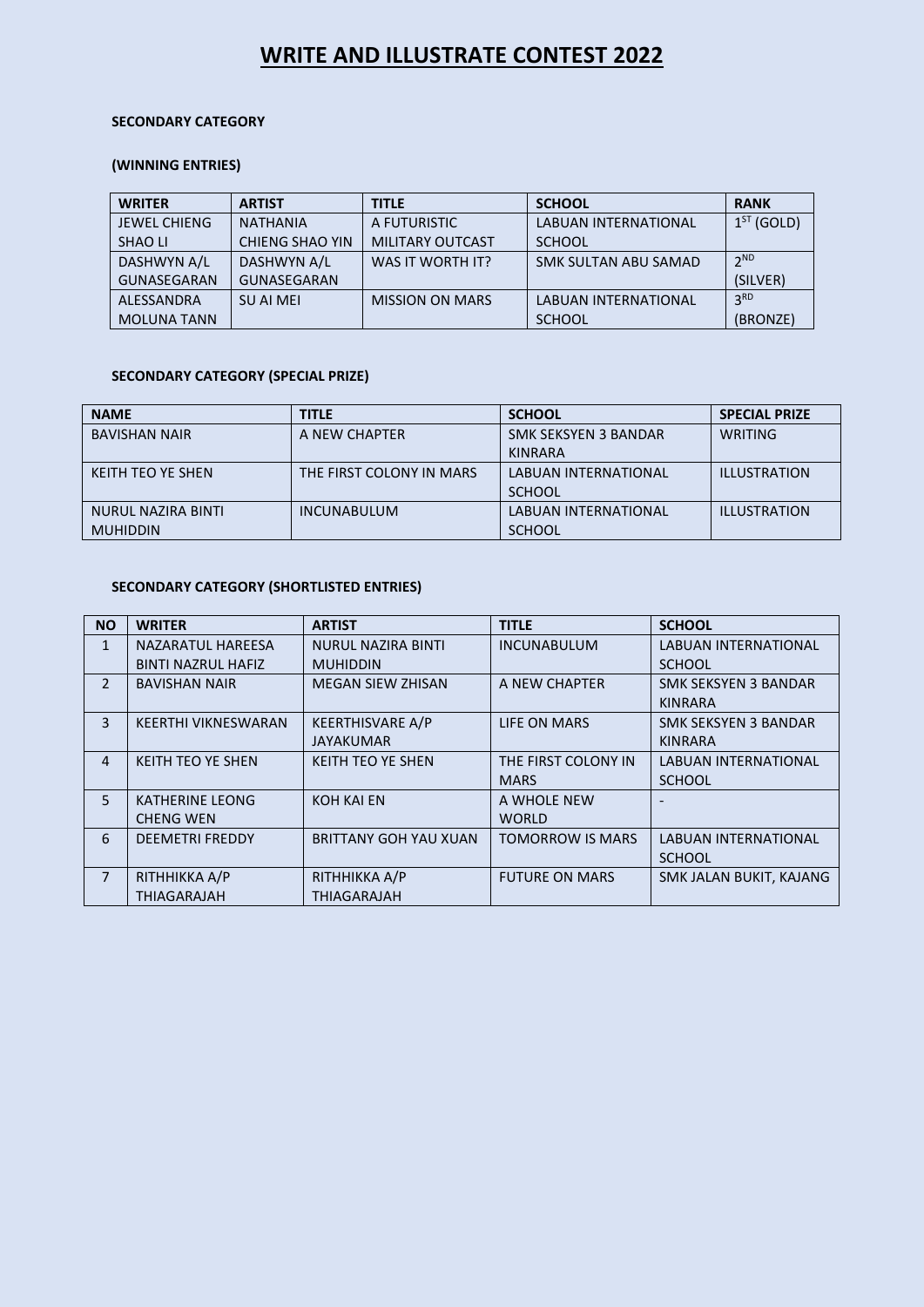# WRITE AND ILLUSTRATE CONTEST 2022

**SECONDARY CATEGORY**

**(WINNING ENTRIES)**

| WRITER | ARTIST | TITLE | SCHOOL | RANK |
|---|---|---|---|---|
| JEWEL CHIENG SHAO LI | NATHANIA CHIENG SHAO YIN | A FUTURISTIC MILITARY OUTCAST | LABUAN INTERNATIONAL SCHOOL | 1ST (GOLD) |
| DASHWYN A/L GUNASEGARAN | DASHWYN A/L GUNASEGARAN | WAS IT WORTH IT? | SMK SULTAN ABU SAMAD | 2ND (SILVER) |
| ALESSANDRA MOLUNA TANN | SU AI MEI | MISSION ON MARS | LABUAN INTERNATIONAL SCHOOL | 3RD (BRONZE) |

**SECONDARY CATEGORY (SPECIAL PRIZE)**

| NAME | TITLE | SCHOOL | SPECIAL PRIZE |
|---|---|---|---|
| BAVISHAN NAIR | A NEW CHAPTER | SMK SEKSYEN 3 BANDAR KINRARA | WRITING |
| KEITH TEO YE SHEN | THE FIRST COLONY IN MARS | LABUAN INTERNATIONAL SCHOOL | ILLUSTRATION |
| NURUL NAZIRA BINTI MUHIDDIN | INCUNABULUM | LABUAN INTERNATIONAL SCHOOL | ILLUSTRATION |

**SECONDARY CATEGORY (SHORTLISTED ENTRIES)**

| NO | WRITER | ARTIST | TITLE | SCHOOL |
|---|---|---|---|---|
| 1 | NAZARATUL HAREESA BINTI NAZRUL HAFIZ | NURUL NAZIRA BINTI MUHIDDIN | INCUNABULUM | LABUAN INTERNATIONAL SCHOOL |
| 2 | BAVISHAN NAIR | MEGAN SIEW ZHISAN | A NEW CHAPTER | SMK SEKSYEN 3 BANDAR KINRARA |
| 3 | KEERTHI VIKNESWARAN | KEERTHISVARE A/P JAYAKUMAR | LIFE ON MARS | SMK SEKSYEN 3 BANDAR KINRARA |
| 4 | KEITH TEO YE SHEN | KEITH TEO YE SHEN | THE FIRST COLONY IN MARS | LABUAN INTERNATIONAL SCHOOL |
| 5 | KATHERINE LEONG CHENG WEN | KOH KAI EN | A WHOLE NEW WORLD | - |
| 6 | DEEMETRI FREDDY | BRITTANY GOH YAU XUAN | TOMORROW IS MARS | LABUAN INTERNATIONAL SCHOOL |
| 7 | RITHHIKKA A/P THIAGARAJAH | RITHHIKKA A/P THIAGARAJAH | FUTURE ON MARS | SMK JALAN BUKIT, KAJANG |